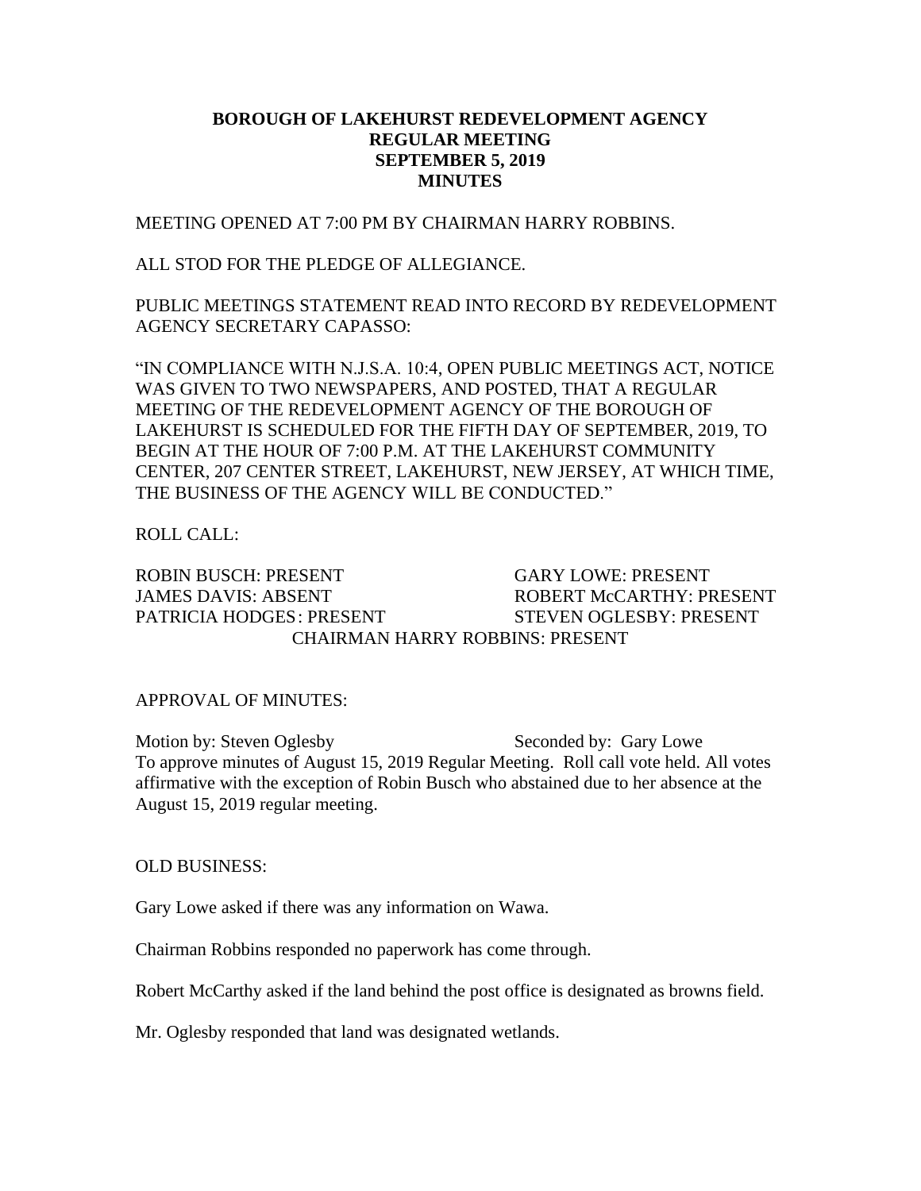**BOROUGH OF LAKEHURST REDEVELOPMENT AGENCY**
**REGULAR MEETING**
**SEPTEMBER 5, 2019**
**MINUTES**

MEETING OPENED AT 7:00 PM BY CHAIRMAN HARRY ROBBINS.

ALL STOD FOR THE PLEDGE OF ALLEGIANCE.

PUBLIC MEETINGS STATEMENT READ INTO RECORD BY REDEVELOPMENT AGENCY SECRETARY CAPASSO:

"IN COMPLIANCE WITH N.J.S.A. 10:4, OPEN PUBLIC MEETINGS ACT, NOTICE WAS GIVEN TO TWO NEWSPAPERS, AND POSTED, THAT A REGULAR MEETING OF THE REDEVELOPMENT AGENCY OF THE BOROUGH OF LAKEHURST IS SCHEDULED FOR THE FIFTH DAY OF SEPTEMBER, 2019, TO BEGIN AT THE HOUR OF 7:00 P.M. AT THE LAKEHURST COMMUNITY CENTER, 207 CENTER STREET, LAKEHURST, NEW JERSEY, AT WHICH TIME, THE BUSINESS OF THE AGENCY WILL BE CONDUCTED."

ROLL CALL:

ROBIN BUSCH: PRESENT
GARY LOWE: PRESENT
JAMES DAVIS: ABSENT
ROBERT McCARTHY: PRESENT
PATRICIA HODGES: PRESENT
STEVEN OGLESBY: PRESENT
CHAIRMAN HARRY ROBBINS: PRESENT

APPROVAL OF MINUTES:

Motion by: Steven Oglesby  Seconded by: Gary Lowe
To approve minutes of August 15, 2019 Regular Meeting. Roll call vote held. All votes affirmative with the exception of Robin Busch who abstained due to her absence at the August 15, 2019 regular meeting.

OLD BUSINESS:

Gary Lowe asked if there was any information on Wawa.

Chairman Robbins responded no paperwork has come through.

Robert McCarthy asked if the land behind the post office is designated as browns field.

Mr. Oglesby responded that land was designated wetlands.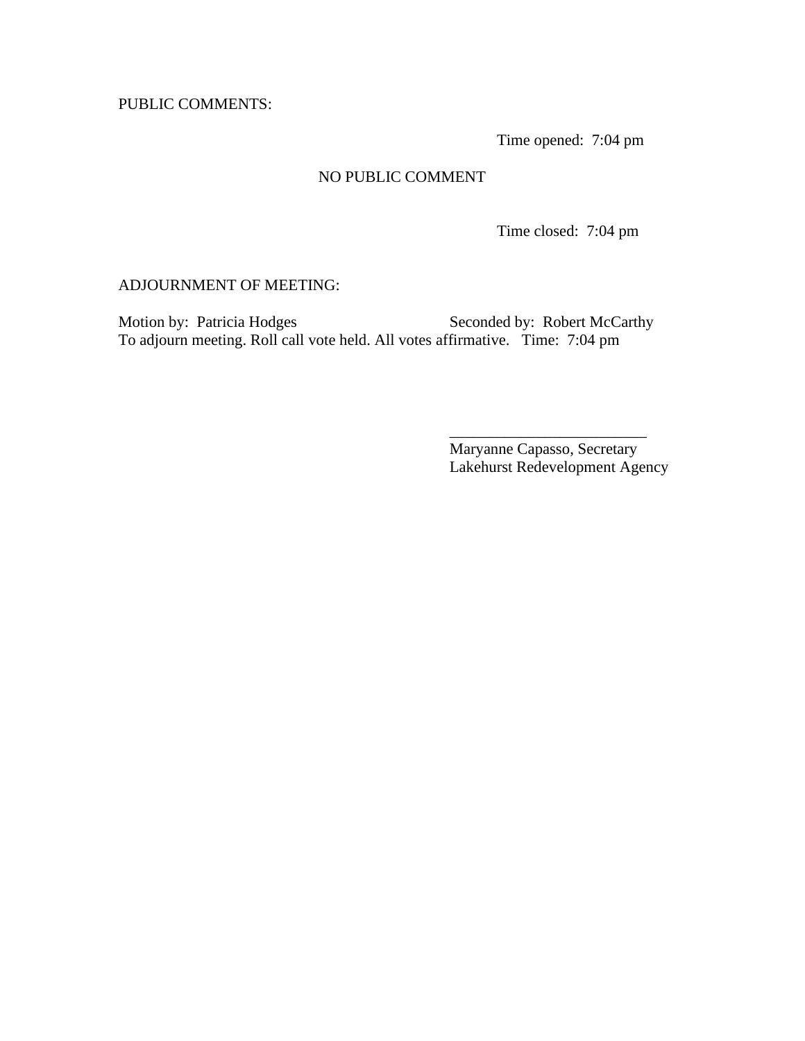PUBLIC COMMENTS:

Time opened: 7:04 pm

NO PUBLIC COMMENT

Time closed: 7:04 pm

ADJOURNMENT OF MEETING:

Motion by: Patricia Hodges  Seconded by: Robert McCarthy
To adjourn meeting. Roll call vote held. All votes affirmative. Time: 7:04 pm

_________________________
Maryanne Capasso, Secretary
Lakehurst Redevelopment Agency